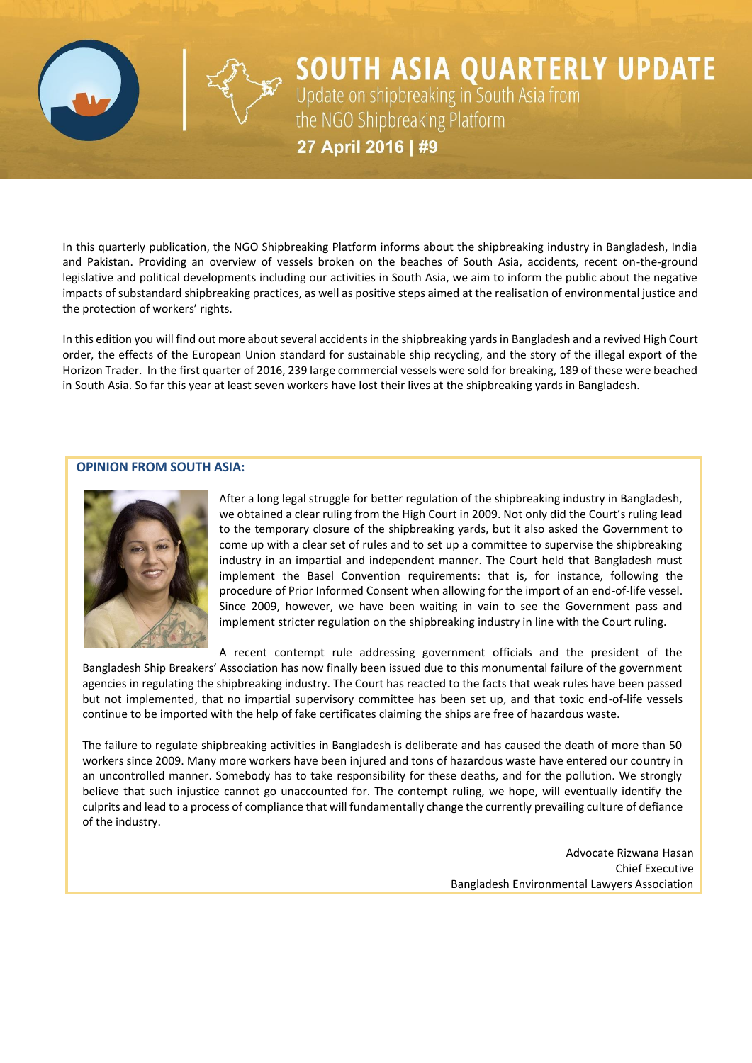# SOUTH ASIA QUARTERLY UPDATE

Update on shipbreaking in South Asia from the NGO Shipbreaking Platform

**27 April 2016 | #9**

In this quarterly publication, the NGO Shipbreaking Platform informs about the shipbreaking industry in Bangladesh, India and Pakistan. Providing an overview of vessels broken on the beaches of South Asia, accidents, recent on-the-ground legislative and political developments including our activities in South Asia, we aim to inform the public about the negative impacts of substandard shipbreaking practices, as well as positive steps aimed at the realisation of environmental justice and the protection of workers' rights.

In this edition you will find out more about several accidents in the shipbreaking yards in Bangladesh and a revived High Court order, the effects of the European Union standard for sustainable ship recycling, and the story of the illegal export of the Horizon Trader. In the first quarter of 2016, 239 large commercial vessels were sold for breaking, 189 of these were beached in South Asia. So far this year at least seven workers have lost their lives at the shipbreaking yards in Bangladesh.

## OPINION FROM SOUTH ASIA:

After a long legal struggle for better regulation of the shipbreaking industry in Bangladesh, we obtained a clear ruling from the High Court in 2009. Not only did the Court's ruling lead to the temporary closure of the shipbreaking yards, but it also asked the Government to come up with a clear set of rules and to set up a committee to supervise the shipbreaking industry in an impartial and independent manner. The Court held that Bangladesh must implement the Basel Convention requirements: that is, for instance, following the procedure of Prior Informed Consent when allowing for the import of an end-of-life vessel. Since 2009, however, we have been waiting in vain to see the Government pass and implement stricter regulation on the shipbreaking industry in line with the Court ruling.

A recent contempt rule addressing government officials and the president of the Bangladesh Ship Breakers' Association has now finally been issued due to this monumental failure of the government agencies in regulating the shipbreaking industry. The Court has reacted to the facts that weak rules have been passed but not implemented, that no impartial supervisory committee has been set up, and that toxic end-of-life vessels continue to be imported with the help of fake certificates claiming the ships are free of hazardous waste.

The failure to regulate shipbreaking activities in Bangladesh is deliberate and has caused the death of more than 50 workers since 2009. Many more workers have been injured and tons of hazardous waste have entered our country in an uncontrolled manner. Somebody has to take responsibility for these deaths, and for the pollution. We strongly believe that such injustice cannot go unaccounted for. The contempt ruling, we hope, will eventually identify the culprits and lead to a process of compliance that will fundamentally change the currently prevailing culture of defiance of the industry.

Advocate Rizwana Hasan
Chief Executive
Bangladesh Environmental Lawyers Association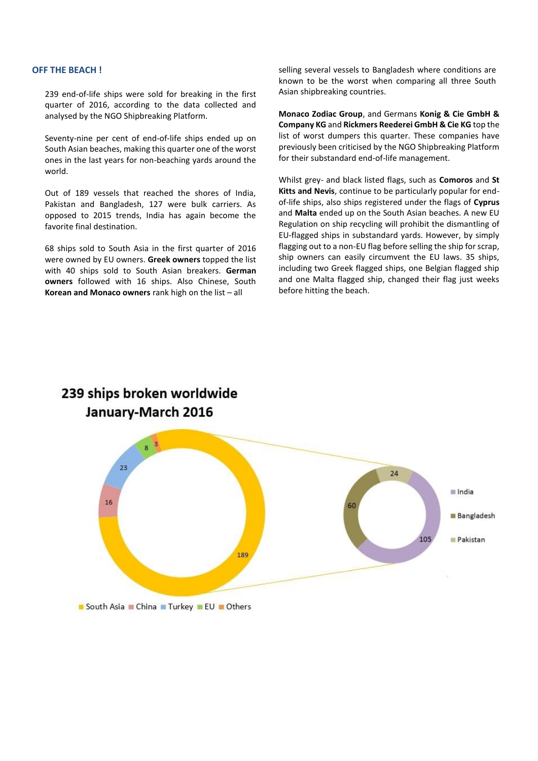## OFF THE BEACH !

239 end-of-life ships were sold for breaking in the first quarter of 2016, according to the data collected and analysed by the NGO Shipbreaking Platform.

Seventy-nine per cent of end-of-life ships ended up on South Asian beaches, making this quarter one of the worst ones in the last years for non-beaching yards around the world.

Out of 189 vessels that reached the shores of India, Pakistan and Bangladesh, 127 were bulk carriers. As opposed to 2015 trends, India has again become the favorite final destination.

68 ships sold to South Asia in the first quarter of 2016 were owned by EU owners. **Greek owners** topped the list with 40 ships sold to South Asian breakers. **German owners** followed with 16 ships. Also Chinese, South **Korean and Monaco owners** rank high on the list – all selling several vessels to Bangladesh where conditions are known to be the worst when comparing all three South Asian shipbreaking countries.

**Monaco Zodiac Group**, and Germans **Konig & Cie GmbH & Company KG** and **Rickmers Reederei GmbH & Cie KG** top the list of worst dumpers this quarter. These companies have previously been criticised by the NGO Shipbreaking Platform for their substandard end-of-life management.

Whilst grey- and black listed flags, such as **Comoros** and **St Kitts and Nevis**, continue to be particularly popular for end-of-life ships, also ships registered under the flags of **Cyprus** and **Malta** ended up on the South Asian beaches. A new EU Regulation on ship recycling will prohibit the dismantling of EU-flagged ships in substandard yards. However, by simply flagging out to a non-EU flag before selling the ship for scrap, ship owners can easily circumvent the EU laws. 35 ships, including two Greek flagged ships, one Belgian flagged ship and one Malta flagged ship, changed their flag just weeks before hitting the beach.

**239 ships broken worldwide January-March 2016**

| Destination | Ships |
|---|---|
| South Asia | 189 |
| China | 16 |
| Turkey | 23 |
| EU | 8 |
| Others | 3 |

| South Asia | Ships |
|---|---|
| India | 105 |
| Bangladesh | 60 |
| Pakistan | 24 |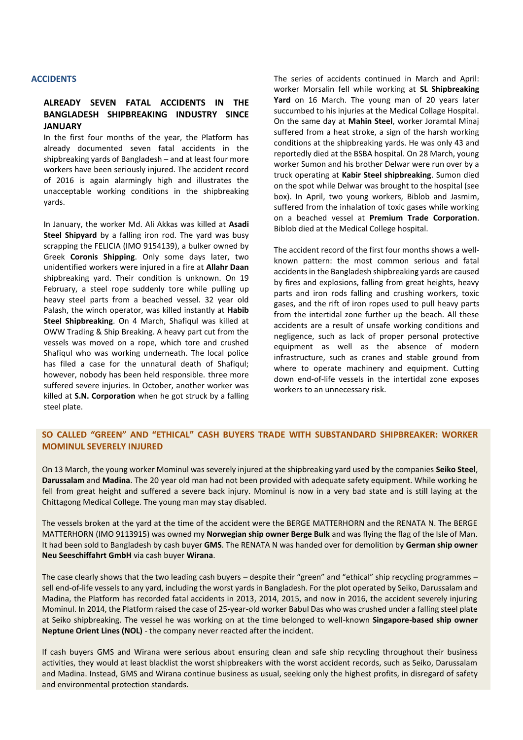## ACCIDENTS

### ALREADY SEVEN FATAL ACCIDENTS IN THE BANGLADESH SHIPBREAKING INDUSTRY SINCE JANUARY

In the first four months of the year, the Platform has already documented seven fatal accidents in the shipbreaking yards of Bangladesh – and at least four more workers have been seriously injured. The accident record of 2016 is again alarmingly high and illustrates the unacceptable working conditions in the shipbreaking yards.

In January, the worker Md. Ali Akkas was killed at **Asadi Steel Shipyard** by a falling iron rod. The yard was busy scrapping the FELICIA (IMO 9154139), a bulker owned by Greek **Coronis Shipping**. Only some days later, two unidentified workers were injured in a fire at **Allahr Daan** shipbreaking yard. Their condition is unknown. On 19 February, a steel rope suddenly tore while pulling up heavy steel parts from a beached vessel. 32 year old Palash, the winch operator, was killed instantly at **Habib Steel Shipbreaking**. On 4 March, Shafiqul was killed at OWW Trading & Ship Breaking. A heavy part cut from the vessels was moved on a rope, which tore and crushed Shafiqul who was working underneath. The local police has filed a case for the unnatural death of Shafiqul; however, nobody has been held responsible. three more suffered severe injuries. In October, another worker was killed at **S.N. Corporation** when he got struck by a falling steel plate.

The series of accidents continued in March and April: worker Morsalin fell while working at **SL Shipbreaking Yard** on 16 March. The young man of 20 years later succumbed to his injuries at the Medical Collage Hospital. On the same day at **Mahin Steel**, worker Joramtal Minaj suffered from a heat stroke, a sign of the harsh working conditions at the shipbreaking yards. He was only 43 and reportedly died at the BSBA hospital. On 28 March, young worker Sumon and his brother Delwar were run over by a truck operating at **Kabir Steel shipbreaking**. Sumon died on the spot while Delwar was brought to the hospital (see box). In April, two young workers, Biblob and Jasmim, suffered from the inhalation of toxic gases while working on a beached vessel at **Premium Trade Corporation**. Biblob died at the Medical College hospital.

The accident record of the first four months shows a well-known pattern: the most common serious and fatal accidents in the Bangladesh shipbreaking yards are caused by fires and explosions, falling from great heights, heavy parts and iron rods falling and crushing workers, toxic gases, and the rift of iron ropes used to pull heavy parts from the intertidal zone further up the beach. All these accidents are a result of unsafe working conditions and negligence, such as lack of proper personal protective equipment as well as the absence of modern infrastructure, such as cranes and stable ground from where to operate machinery and equipment. Cutting down end-of-life vessels in the intertidal zone exposes workers to an unnecessary risk.

### SO CALLED "GREEN" AND "ETHICAL" CASH BUYERS TRADE WITH SUBSTANDARD SHIPBREAKER: WORKER MOMINUL SEVERELY INJURED

On 13 March, the young worker Mominul was severely injured at the shipbreaking yard used by the companies **Seiko Steel**, **Darussalam** and **Madina**. The 20 year old man had not been provided with adequate safety equipment. While working he fell from great height and suffered a severe back injury. Mominul is now in a very bad state and is still laying at the Chittagong Medical College. The young man may stay disabled.

The vessels broken at the yard at the time of the accident were the BERGE MATTERHORN and the RENATA N. The BERGE MATTERHORN (IMO 9113915) was owned my **Norwegian ship owner Berge Bulk** and was flying the flag of the Isle of Man. It had been sold to Bangladesh by cash buyer **GMS**. The RENATA N was handed over for demolition by **German ship owner Neu Seeschiffahrt GmbH** via cash buyer **Wirana**.

The case clearly shows that the two leading cash buyers – despite their "green" and "ethical" ship recycling programmes – sell end-of-life vessels to any yard, including the worst yards in Bangladesh. For the plot operated by Seiko, Darussalam and Madina, the Platform has recorded fatal accidents in 2013, 2014, 2015, and now in 2016, the accident severely injuring Mominul. In 2014, the Platform raised the case of 25-year-old worker Babul Das who was crushed under a falling steel plate at Seiko shipbreaking. The vessel he was working on at the time belonged to well-known **Singapore-based ship owner Neptune Orient Lines (NOL)** - the company never reacted after the incident.

If cash buyers GMS and Wirana were serious about ensuring clean and safe ship recycling throughout their business activities, they would at least blacklist the worst shipbreakers with the worst accident records, such as Seiko, Darussalam and Madina. Instead, GMS and Wirana continue business as usual, seeking only the highest profits, in disregard of safety and environmental protection standards.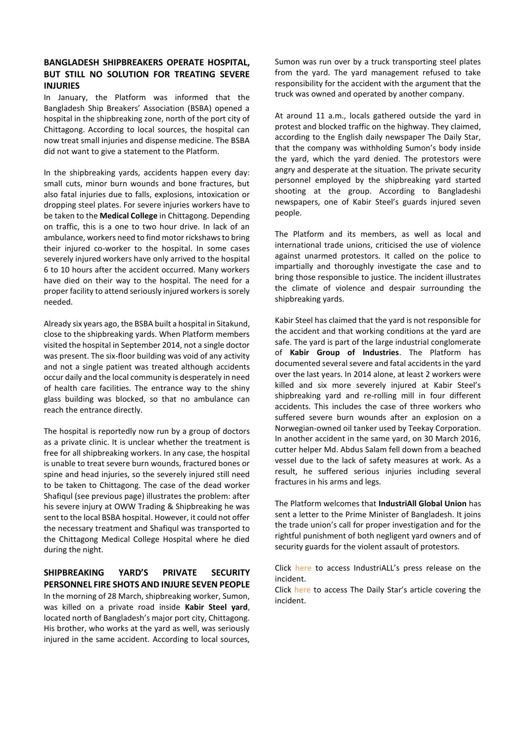## BANGLADESH SHIPBREAKERS OPERATE HOSPITAL, BUT STILL NO SOLUTION FOR TREATING SEVERE INJURIES

In January, the Platform was informed that the Bangladesh Ship Breakers' Association (BSBA) opened a hospital in the shipbreaking zone, north of the port city of Chittagong. According to local sources, the hospital can now treat small injuries and dispense medicine. The BSBA did not want to give a statement to the Platform.

In the shipbreaking yards, accidents happen every day: small cuts, minor burn wounds and bone fractures, but also fatal injuries due to falls, explosions, intoxication or dropping steel plates. For severe injuries workers have to be taken to the **Medical College** in Chittagong. Depending on traffic, this is a one to two hour drive. In lack of an ambulance, workers need to find motor rickshaws to bring their injured co-worker to the hospital. In some cases severely injured workers have only arrived to the hospital 6 to 10 hours after the accident occurred. Many workers have died on their way to the hospital. The need for a proper facility to attend seriously injured workers is sorely needed.

Already six years ago, the BSBA built a hospital in Sitakund, close to the shipbreaking yards. When Platform members visited the hospital in September 2014, not a single doctor was present. The six-floor building was void of any activity and not a single patient was treated although accidents occur daily and the local community is desperately in need of health care facilities. The entrance way to the shiny glass building was blocked, so that no ambulance can reach the entrance directly.

The hospital is reportedly now run by a group of doctors as a private clinic. It is unclear whether the treatment is free for all shipbreaking workers. In any case, the hospital is unable to treat severe burn wounds, fractured bones or spine and head injuries, so the severely injured still need to be taken to Chittagong. The case of the dead worker Shafiqul (see previous page) illustrates the problem: after his severe injury at OWW Trading & Shipbreaking he was sent to the local BSBA hospital. However, it could not offer the necessary treatment and Shafiqul was transported to the Chittagong Medical College Hospital where he died during the night.

## SHIPBREAKING YARD'S PRIVATE SECURITY PERSONNEL FIRE SHOTS AND INJURE SEVEN PEOPLE

In the morning of 28 March, shipbreaking worker, Sumon, was killed on a private road inside **Kabir Steel yard**, located north of Bangladesh's major port city, Chittagong. His brother, who works at the yard as well, was seriously injured in the same accident. According to local sources, Sumon was run over by a truck transporting steel plates from the yard. The yard management refused to take responsibility for the accident with the argument that the truck was owned and operated by another company.

At around 11 a.m., locals gathered outside the yard in protest and blocked traffic on the highway. They claimed, according to the English daily newspaper The Daily Star, that the company was withholding Sumon's body inside the yard, which the yard denied. The protestors were angry and desperate at the situation. The private security personnel employed by the shipbreaking yard started shooting at the group. According to Bangladeshi newspapers, one of Kabir Steel's guards injured seven people.

The Platform and its members, as well as local and international trade unions, criticised the use of violence against unarmed protestors. It called on the police to impartially and thoroughly investigate the case and to bring those responsible to justice. The incident illustrates the climate of violence and despair surrounding the shipbreaking yards.

Kabir Steel has claimed that the yard is not responsible for the accident and that working conditions at the yard are safe. The yard is part of the large industrial conglomerate of **Kabir Group of Industries**. The Platform has documented several severe and fatal accidents in the yard over the last years. In 2014 alone, at least 2 workers were killed and six more severely injured at Kabir Steel's shipbreaking yard and re-rolling mill in four different accidents. This includes the case of three workers who suffered severe burn wounds after an explosion on a Norwegian-owned oil tanker used by Teekay Corporation. In another accident in the same yard, on 30 March 2016, cutter helper Md. Abdus Salam fell down from a beached vessel due to the lack of safety measures at work. As a result, he suffered serious injuries including several fractures in his arms and legs.

The Platform welcomes that **IndustriAll Global Union** has sent a letter to the Prime Minister of Bangladesh. It joins the trade union's call for proper investigation and for the rightful punishment of both negligent yard owners and of security guards for the violent assault of protestors.

Click here to access IndustriALL's press release on the incident.

Click here to access The Daily Star's article covering the incident.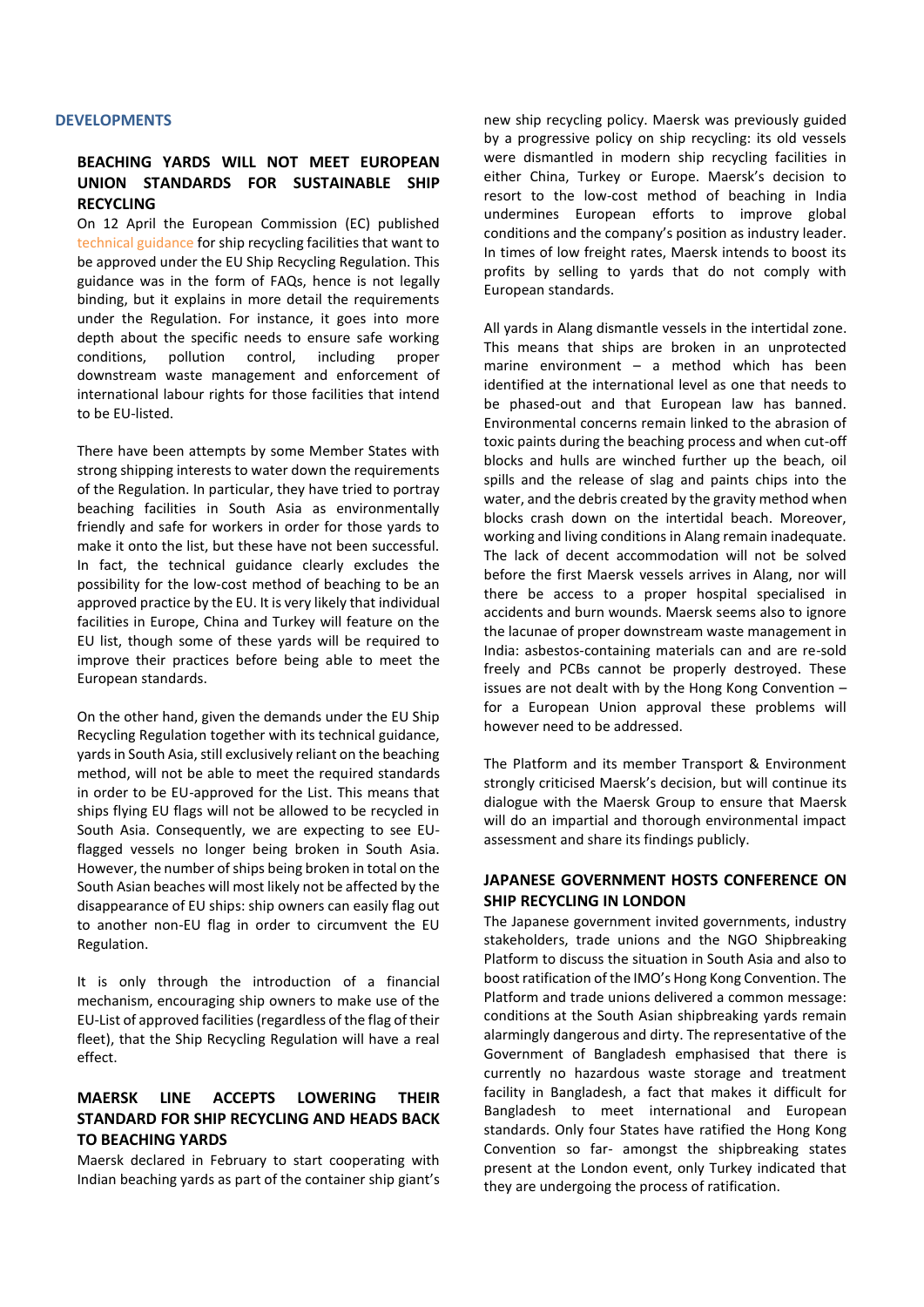## DEVELOPMENTS

### BEACHING YARDS WILL NOT MEET EUROPEAN UNION STANDARDS FOR SUSTAINABLE SHIP RECYCLING

On 12 April the European Commission (EC) published technical guidance for ship recycling facilities that want to be approved under the EU Ship Recycling Regulation. This guidance was in the form of FAQs, hence is not legally binding, but it explains in more detail the requirements under the Regulation. For instance, it goes into more depth about the specific needs to ensure safe working conditions, pollution control, including proper downstream waste management and enforcement of international labour rights for those facilities that intend to be EU-listed.

There have been attempts by some Member States with strong shipping interests to water down the requirements of the Regulation. In particular, they have tried to portray beaching facilities in South Asia as environmentally friendly and safe for workers in order for those yards to make it onto the list, but these have not been successful. In fact, the technical guidance clearly excludes the possibility for the low-cost method of beaching to be an approved practice by the EU. It is very likely that individual facilities in Europe, China and Turkey will feature on the EU list, though some of these yards will be required to improve their practices before being able to meet the European standards.

On the other hand, given the demands under the EU Ship Recycling Regulation together with its technical guidance, yards in South Asia, still exclusively reliant on the beaching method, will not be able to meet the required standards in order to be EU-approved for the List. This means that ships flying EU flags will not be allowed to be recycled in South Asia. Consequently, we are expecting to see EU-flagged vessels no longer being broken in South Asia. However, the number of ships being broken in total on the South Asian beaches will most likely not be affected by the disappearance of EU ships: ship owners can easily flag out to another non-EU flag in order to circumvent the EU Regulation.

It is only through the introduction of a financial mechanism, encouraging ship owners to make use of the EU-List of approved facilities (regardless of the flag of their fleet), that the Ship Recycling Regulation will have a real effect.

### MAERSK LINE ACCEPTS LOWERING THEIR STANDARD FOR SHIP RECYCLING AND HEADS BACK TO BEACHING YARDS

Maersk declared in February to start cooperating with Indian beaching yards as part of the container ship giant's new ship recycling policy. Maersk was previously guided by a progressive policy on ship recycling: its old vessels were dismantled in modern ship recycling facilities in either China, Turkey or Europe. Maersk's decision to resort to the low-cost method of beaching in India undermines European efforts to improve global conditions and the company's position as industry leader. In times of low freight rates, Maersk intends to boost its profits by selling to yards that do not comply with European standards.

All yards in Alang dismantle vessels in the intertidal zone. This means that ships are broken in an unprotected marine environment – a method which has been identified at the international level as one that needs to be phased-out and that European law has banned. Environmental concerns remain linked to the abrasion of toxic paints during the beaching process and when cut-off blocks and hulls are winched further up the beach, oil spills and the release of slag and paints chips into the water, and the debris created by the gravity method when blocks crash down on the intertidal beach. Moreover, working and living conditions in Alang remain inadequate. The lack of decent accommodation will not be solved before the first Maersk vessels arrives in Alang, nor will there be access to a proper hospital specialised in accidents and burn wounds. Maersk seems also to ignore the lacunae of proper downstream waste management in India: asbestos-containing materials can and are re-sold freely and PCBs cannot be properly destroyed. These issues are not dealt with by the Hong Kong Convention – for a European Union approval these problems will however need to be addressed.

The Platform and its member Transport & Environment strongly criticised Maersk's decision, but will continue its dialogue with the Maersk Group to ensure that Maersk will do an impartial and thorough environmental impact assessment and share its findings publicly.

### JAPANESE GOVERNMENT HOSTS CONFERENCE ON SHIP RECYCLING IN LONDON

The Japanese government invited governments, industry stakeholders, trade unions and the NGO Shipbreaking Platform to discuss the situation in South Asia and also to boost ratification of the IMO's Hong Kong Convention. The Platform and trade unions delivered a common message: conditions at the South Asian shipbreaking yards remain alarmingly dangerous and dirty. The representative of the Government of Bangladesh emphasised that there is currently no hazardous waste storage and treatment facility in Bangladesh, a fact that makes it difficult for Bangladesh to meet international and European standards. Only four States have ratified the Hong Kong Convention so far- amongst the shipbreaking states present at the London event, only Turkey indicated that they are undergoing the process of ratification.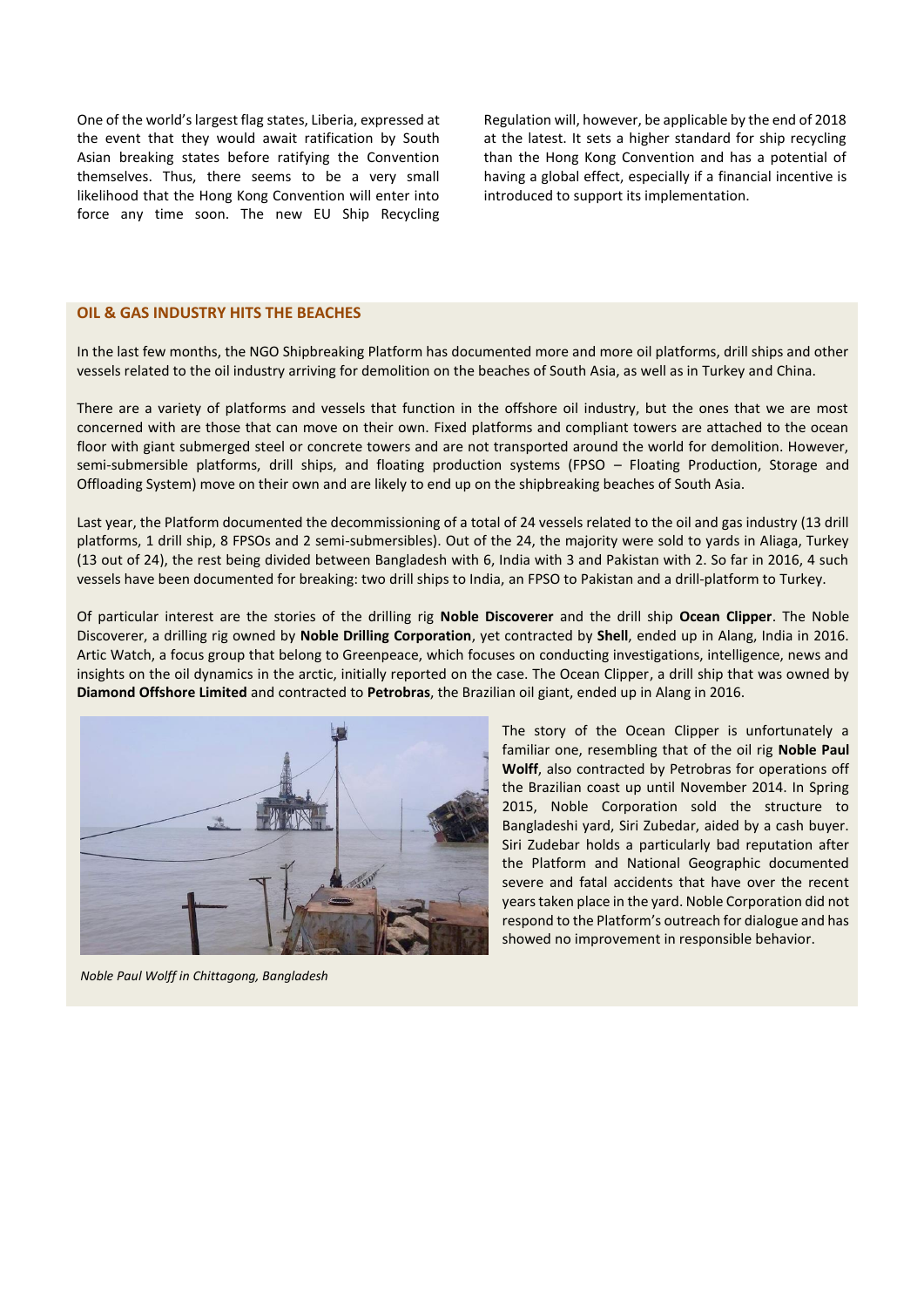One of the world's largest flag states, Liberia, expressed at the event that they would await ratification by South Asian breaking states before ratifying the Convention themselves. Thus, there seems to be a very small likelihood that the Hong Kong Convention will enter into force any time soon. The new EU Ship Recycling Regulation will, however, be applicable by the end of 2018 at the latest. It sets a higher standard for ship recycling than the Hong Kong Convention and has a potential of having a global effect, especially if a financial incentive is introduced to support its implementation.

## OIL & GAS INDUSTRY HITS THE BEACHES

In the last few months, the NGO Shipbreaking Platform has documented more and more oil platforms, drill ships and other vessels related to the oil industry arriving for demolition on the beaches of South Asia, as well as in Turkey and China.

There are a variety of platforms and vessels that function in the offshore oil industry, but the ones that we are most concerned with are those that can move on their own. Fixed platforms and compliant towers are attached to the ocean floor with giant submerged steel or concrete towers and are not transported around the world for demolition. However, semi-submersible platforms, drill ships, and floating production systems (FPSO – Floating Production, Storage and Offloading System) move on their own and are likely to end up on the shipbreaking beaches of South Asia.

Last year, the Platform documented the decommissioning of a total of 24 vessels related to the oil and gas industry (13 drill platforms, 1 drill ship, 8 FPSOs and 2 semi-submersibles). Out of the 24, the majority were sold to yards in Aliaga, Turkey (13 out of 24), the rest being divided between Bangladesh with 6, India with 3 and Pakistan with 2. So far in 2016, 4 such vessels have been documented for breaking: two drill ships to India, an FPSO to Pakistan and a drill-platform to Turkey.

Of particular interest are the stories of the drilling rig **Noble Discoverer** and the drill ship **Ocean Clipper**. The Noble Discoverer, a drilling rig owned by **Noble Drilling Corporation**, yet contracted by **Shell**, ended up in Alang, India in 2016. Artic Watch, a focus group that belong to Greenpeace, which focuses on conducting investigations, intelligence, news and insights on the oil dynamics in the arctic, initially reported on the case. The Ocean Clipper, a drill ship that was owned by **Diamond Offshore Limited** and contracted to **Petrobras**, the Brazilian oil giant, ended up in Alang in 2016.

*Noble Paul Wolff in Chittagong, Bangladesh*

The story of the Ocean Clipper is unfortunately a familiar one, resembling that of the oil rig **Noble Paul Wolff**, also contracted by Petrobras for operations off the Brazilian coast up until November 2014. In Spring 2015, Noble Corporation sold the structure to Bangladeshi yard, Siri Zubedar, aided by a cash buyer. Siri Zudebar holds a particularly bad reputation after the Platform and National Geographic documented severe and fatal accidents that have over the recent years taken place in the yard. Noble Corporation did not respond to the Platform's outreach for dialogue and has showed no improvement in responsible behavior.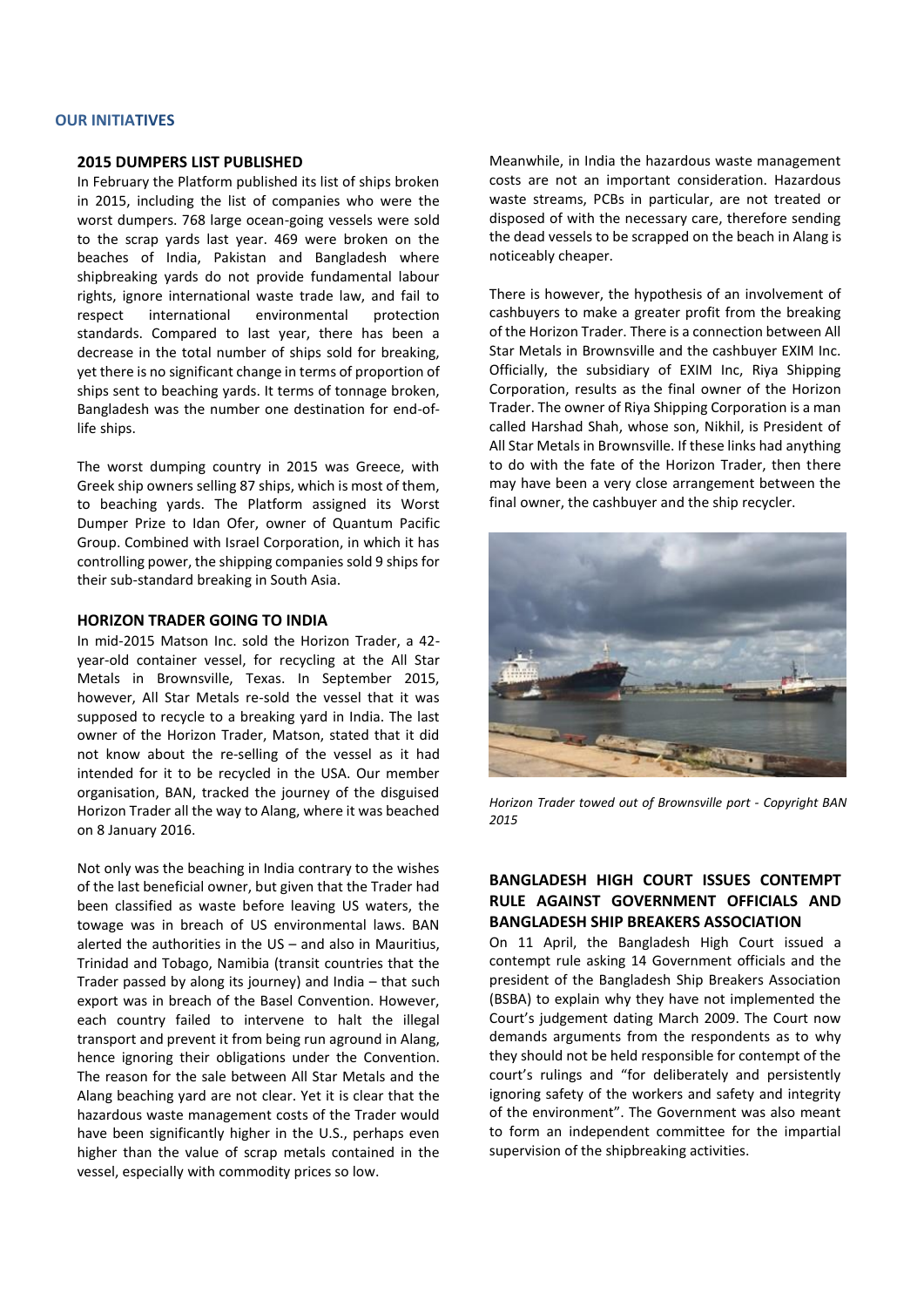## OUR INITIATIVES

### 2015 DUMPERS LIST PUBLISHED

In February the Platform published its list of ships broken in 2015, including the list of companies who were the worst dumpers. 768 large ocean-going vessels were sold to the scrap yards last year. 469 were broken on the beaches of India, Pakistan and Bangladesh where shipbreaking yards do not provide fundamental labour rights, ignore international waste trade law, and fail to respect international environmental protection standards. Compared to last year, there has been a decrease in the total number of ships sold for breaking, yet there is no significant change in terms of proportion of ships sent to beaching yards. It terms of tonnage broken, Bangladesh was the number one destination for end-of-life ships.

The worst dumping country in 2015 was Greece, with Greek ship owners selling 87 ships, which is most of them, to beaching yards. The Platform assigned its Worst Dumper Prize to Idan Ofer, owner of Quantum Pacific Group. Combined with Israel Corporation, in which it has controlling power, the shipping companies sold 9 ships for their sub-standard breaking in South Asia.

### HORIZON TRADER GOING TO INDIA

In mid-2015 Matson Inc. sold the Horizon Trader, a 42-year-old container vessel, for recycling at the All Star Metals in Brownsville, Texas. In September 2015, however, All Star Metals re-sold the vessel that it was supposed to recycle to a breaking yard in India. The last owner of the Horizon Trader, Matson, stated that it did not know about the re-selling of the vessel as it had intended for it to be recycled in the USA. Our member organisation, BAN, tracked the journey of the disguised Horizon Trader all the way to Alang, where it was beached on 8 January 2016.

Not only was the beaching in India contrary to the wishes of the last beneficial owner, but given that the Trader had been classified as waste before leaving US waters, the towage was in breach of US environmental laws. BAN alerted the authorities in the US – and also in Mauritius, Trinidad and Tobago, Namibia (transit countries that the Trader passed by along its journey) and India – that such export was in breach of the Basel Convention. However, each country failed to intervene to halt the illegal transport and prevent it from being run aground in Alang, hence ignoring their obligations under the Convention. The reason for the sale between All Star Metals and the Alang beaching yard are not clear. Yet it is clear that the hazardous waste management costs of the Trader would have been significantly higher in the U.S., perhaps even higher than the value of scrap metals contained in the vessel, especially with commodity prices so low.

Meanwhile, in India the hazardous waste management costs are not an important consideration. Hazardous waste streams, PCBs in particular, are not treated or disposed of with the necessary care, therefore sending the dead vessels to be scrapped on the beach in Alang is noticeably cheaper.

There is however, the hypothesis of an involvement of cashbuyers to make a greater profit from the breaking of the Horizon Trader. There is a connection between All Star Metals in Brownsville and the cashbuyer EXIM Inc. Officially, the subsidiary of EXIM Inc, Riya Shipping Corporation, results as the final owner of the Horizon Trader. The owner of Riya Shipping Corporation is a man called Harshad Shah, whose son, Nikhil, is President of All Star Metals in Brownsville. If these links had anything to do with the fate of the Horizon Trader, then there may have been a very close arrangement between the final owner, the cashbuyer and the ship recycler.

*Horizon Trader towed out of Brownsville port - Copyright BAN 2015*

### BANGLADESH HIGH COURT ISSUES CONTEMPT RULE AGAINST GOVERNMENT OFFICIALS AND BANGLADESH SHIP BREAKERS ASSOCIATION

On 11 April, the Bangladesh High Court issued a contempt rule asking 14 Government officials and the president of the Bangladesh Ship Breakers Association (BSBA) to explain why they have not implemented the Court's judgement dating March 2009. The Court now demands arguments from the respondents as to why they should not be held responsible for contempt of the court's rulings and "for deliberately and persistently ignoring safety of the workers and safety and integrity of the environment". The Government was also meant to form an independent committee for the impartial supervision of the shipbreaking activities.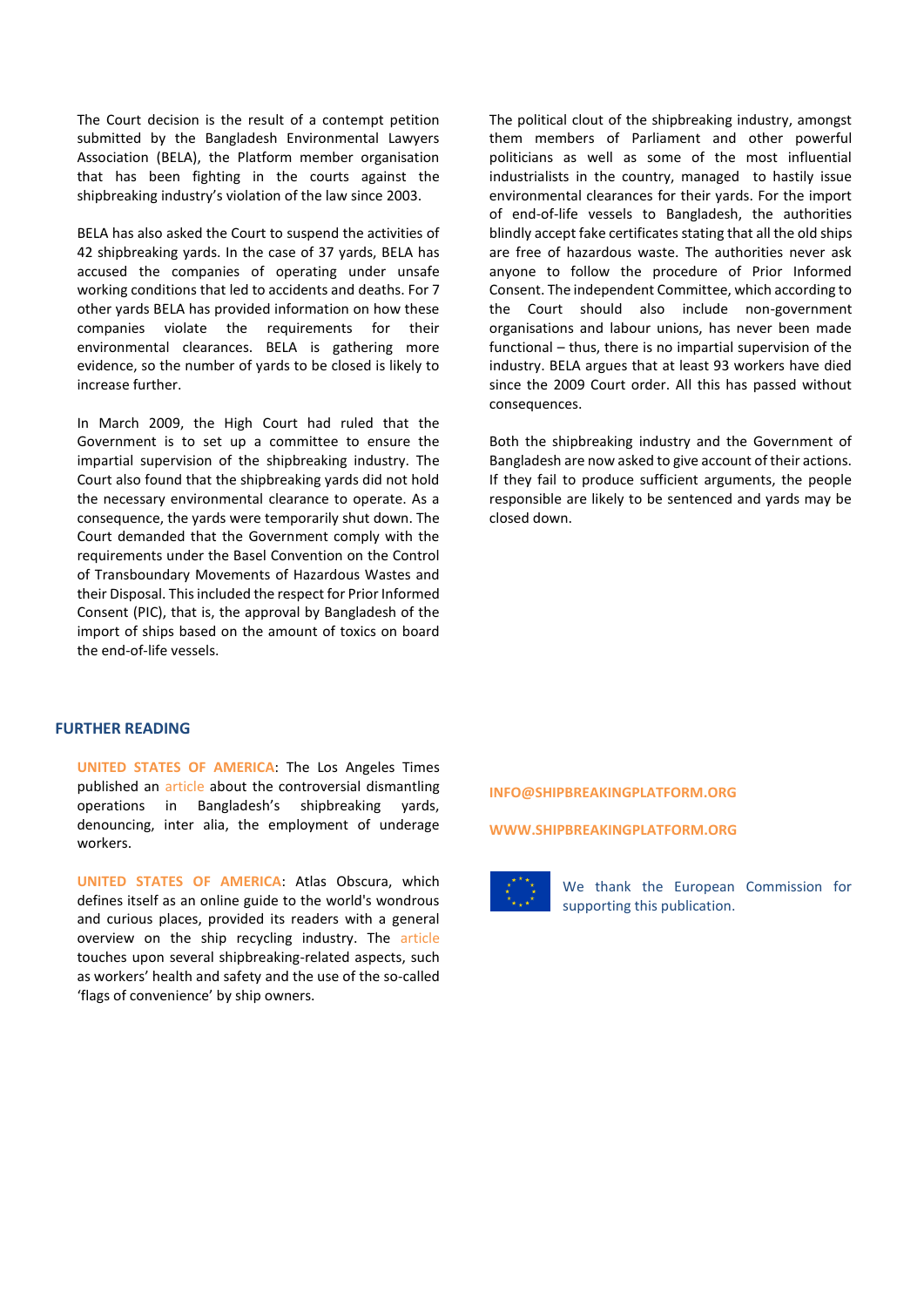The Court decision is the result of a contempt petition submitted by the Bangladesh Environmental Lawyers Association (BELA), the Platform member organisation that has been fighting in the courts against the shipbreaking industry's violation of the law since 2003.

BELA has also asked the Court to suspend the activities of 42 shipbreaking yards. In the case of 37 yards, BELA has accused the companies of operating under unsafe working conditions that led to accidents and deaths. For 7 other yards BELA has provided information on how these companies violate the requirements for their environmental clearances. BELA is gathering more evidence, so the number of yards to be closed is likely to increase further.

In March 2009, the High Court had ruled that the Government is to set up a committee to ensure the impartial supervision of the shipbreaking industry. The Court also found that the shipbreaking yards did not hold the necessary environmental clearance to operate. As a consequence, the yards were temporarily shut down. The Court demanded that the Government comply with the requirements under the Basel Convention on the Control of Transboundary Movements of Hazardous Wastes and their Disposal. This included the respect for Prior Informed Consent (PIC), that is, the approval by Bangladesh of the import of ships based on the amount of toxics on board the end-of-life vessels.

The political clout of the shipbreaking industry, amongst them members of Parliament and other powerful politicians as well as some of the most influential industrialists in the country, managed to hastily issue environmental clearances for their yards. For the import of end-of-life vessels to Bangladesh, the authorities blindly accept fake certificates stating that all the old ships are free of hazardous waste. The authorities never ask anyone to follow the procedure of Prior Informed Consent. The independent Committee, which according to the Court should also include non-government organisations and labour unions, has never been made functional – thus, there is no impartial supervision of the industry. BELA argues that at least 93 workers have died since the 2009 Court order. All this has passed without consequences.

Both the shipbreaking industry and the Government of Bangladesh are now asked to give account of their actions. If they fail to produce sufficient arguments, the people responsible are likely to be sentenced and yards may be closed down.

## FURTHER READING

**UNITED STATES OF AMERICA**: The Los Angeles Times published an article about the controversial dismantling operations in Bangladesh's shipbreaking yards, denouncing, inter alia, the employment of underage workers.

**UNITED STATES OF AMERICA**: Atlas Obscura, which defines itself as an online guide to the world's wondrous and curious places, provided its readers with a general overview on the ship recycling industry. The article touches upon several shipbreaking-related aspects, such as workers' health and safety and the use of the so-called 'flags of convenience' by ship owners.

**INFO@SHIPBREAKINGPLATFORM.ORG**

**WWW.SHIPBREAKINGPLATFORM.ORG**

We thank the European Commission for supporting this publication.